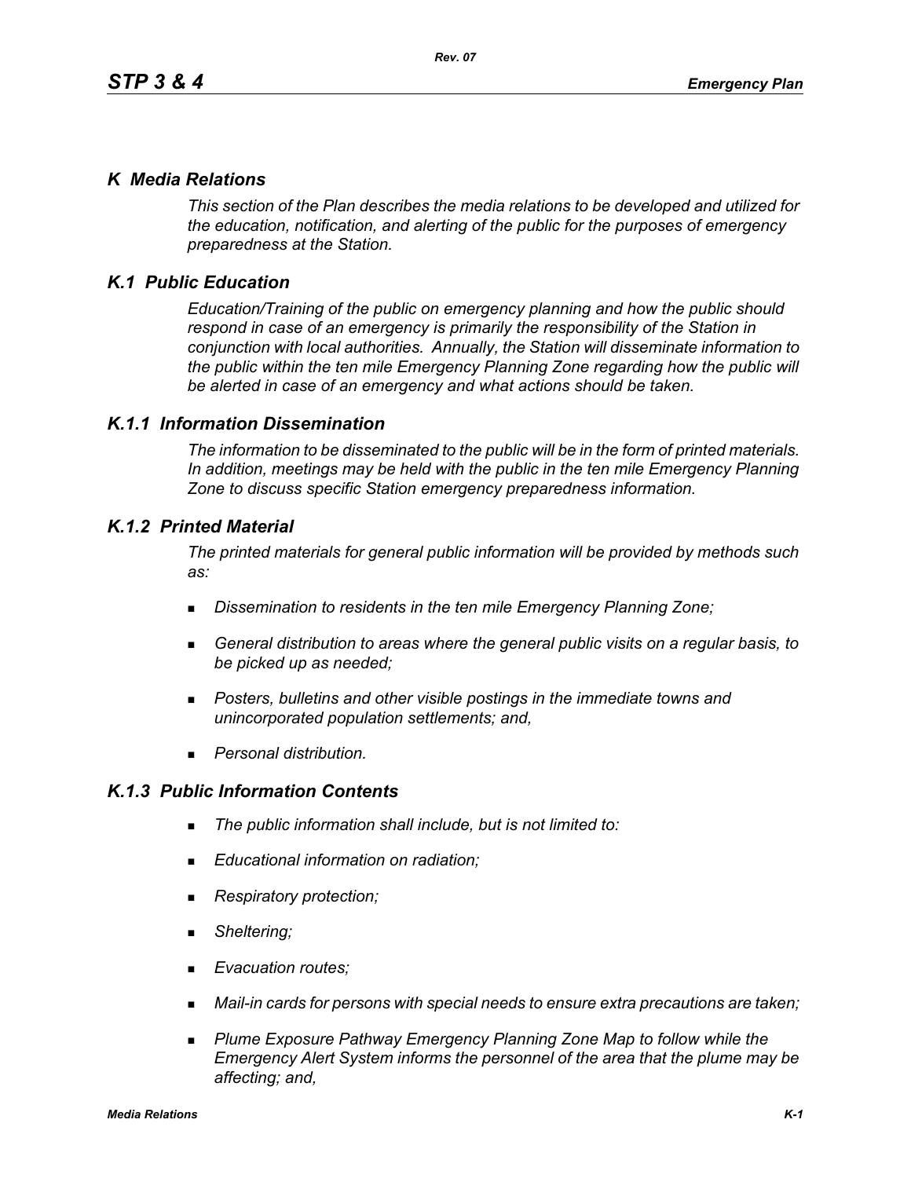# *K Media Relations*

*This section of the Plan describes the media relations to be developed and utilized for the education, notification, and alerting of the public for the purposes of emergency preparedness at the Station.*

## *K.1 Public Education*

*Education/Training of the public on emergency planning and how the public should respond in case of an emergency is primarily the responsibility of the Station in conjunction with local authorities. Annually, the Station will disseminate information to the public within the ten mile Emergency Planning Zone regarding how the public will be alerted in case of an emergency and what actions should be taken.*

### *K.1.1 Information Dissemination*

*The information to be disseminated to the public will be in the form of printed materials. In addition, meetings may be held with the public in the ten mile Emergency Planning Zone to discuss specific Station emergency preparedness information.*

### *K.1.2 Printed Material*

*The printed materials for general public information will be provided by methods such as:*

- *Dissemination to residents in the ten mile Emergency Planning Zone;*
- *General distribution to areas where the general public visits on a regular basis, to be picked up as needed;*
- *Posters, bulletins and other visible postings in the immediate towns and unincorporated population settlements; and,*
- *Personal distribution.*

### *K.1.3 Public Information Contents*

- *The public information shall include, but is not limited to:*
- *Educational information on radiation;*
- *Respiratory protection;*
- *Sheltering;*
- *Evacuation routes;*
- *Mail-in cards for persons with special needs to ensure extra precautions are taken;*
- *Plume Exposure Pathway Emergency Planning Zone Map to follow while the Emergency Alert System informs the personnel of the area that the plume may be affecting; and,*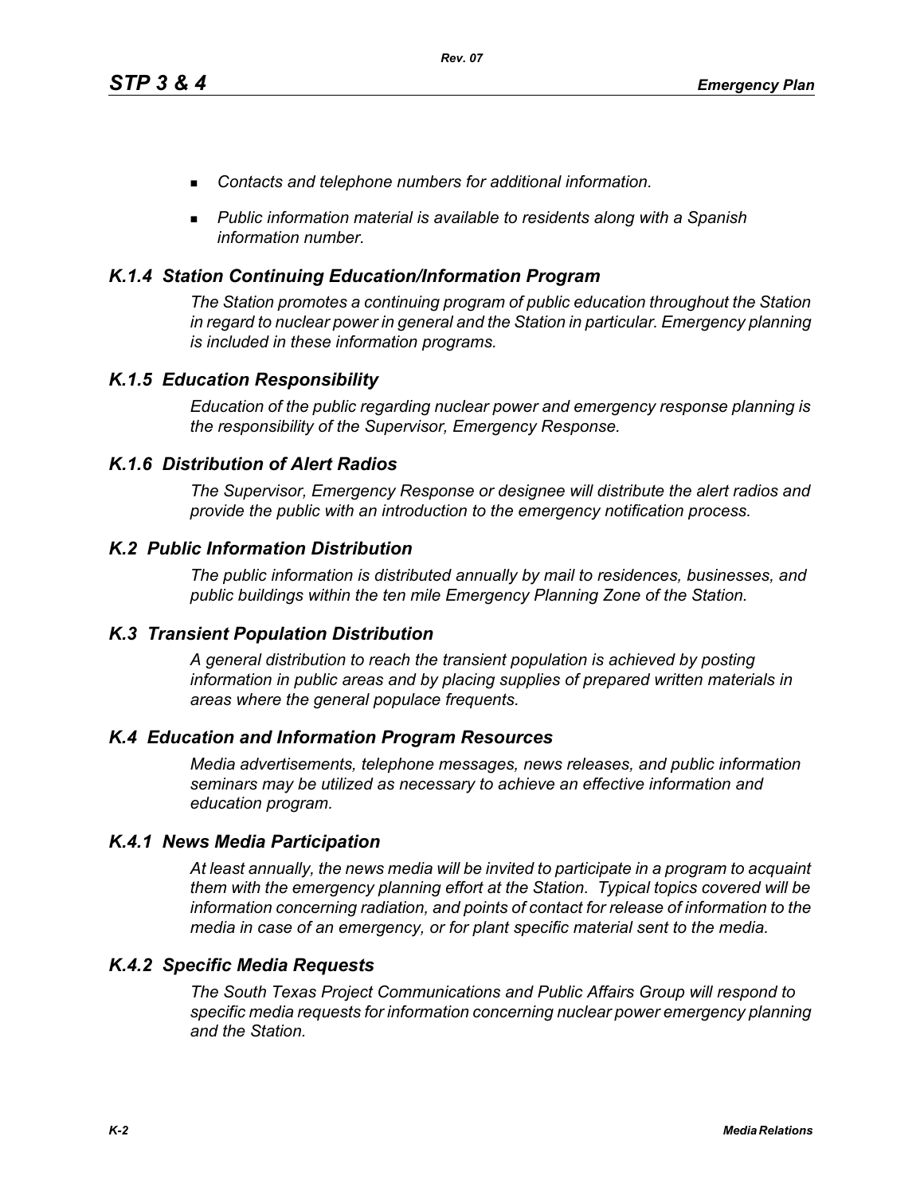- *Contacts and telephone numbers for additional information.*
- *Public information material is available to residents along with a Spanish information number.*

### *K.1.4 Station Continuing Education/Information Program*

*The Station promotes a continuing program of public education throughout the Station in regard to nuclear power in general and the Station in particular. Emergency planning is included in these information programs.*

### *K.1.5 Education Responsibility*

*Education of the public regarding nuclear power and emergency response planning is the responsibility of the Supervisor, Emergency Response.*

### *K.1.6 Distribution of Alert Radios*

*The Supervisor, Emergency Response or designee will distribute the alert radios and provide the public with an introduction to the emergency notification process.*

## *K.2 Public Information Distribution*

*The public information is distributed annually by mail to residences, businesses, and public buildings within the ten mile Emergency Planning Zone of the Station.*

## *K.3 Transient Population Distribution*

*A general distribution to reach the transient population is achieved by posting information in public areas and by placing supplies of prepared written materials in areas where the general populace frequents.*

## *K.4 Education and Information Program Resources*

*Media advertisements, telephone messages, news releases, and public information seminars may be utilized as necessary to achieve an effective information and education program.*

### *K.4.1 News Media Participation*

*At least annually, the news media will be invited to participate in a program to acquaint them with the emergency planning effort at the Station. Typical topics covered will be information concerning radiation, and points of contact for release of information to the media in case of an emergency, or for plant specific material sent to the media.*

### *K.4.2 Specific Media Requests*

*The South Texas Project Communications and Public Affairs Group will respond to specific media requests for information concerning nuclear power emergency planning and the Station.*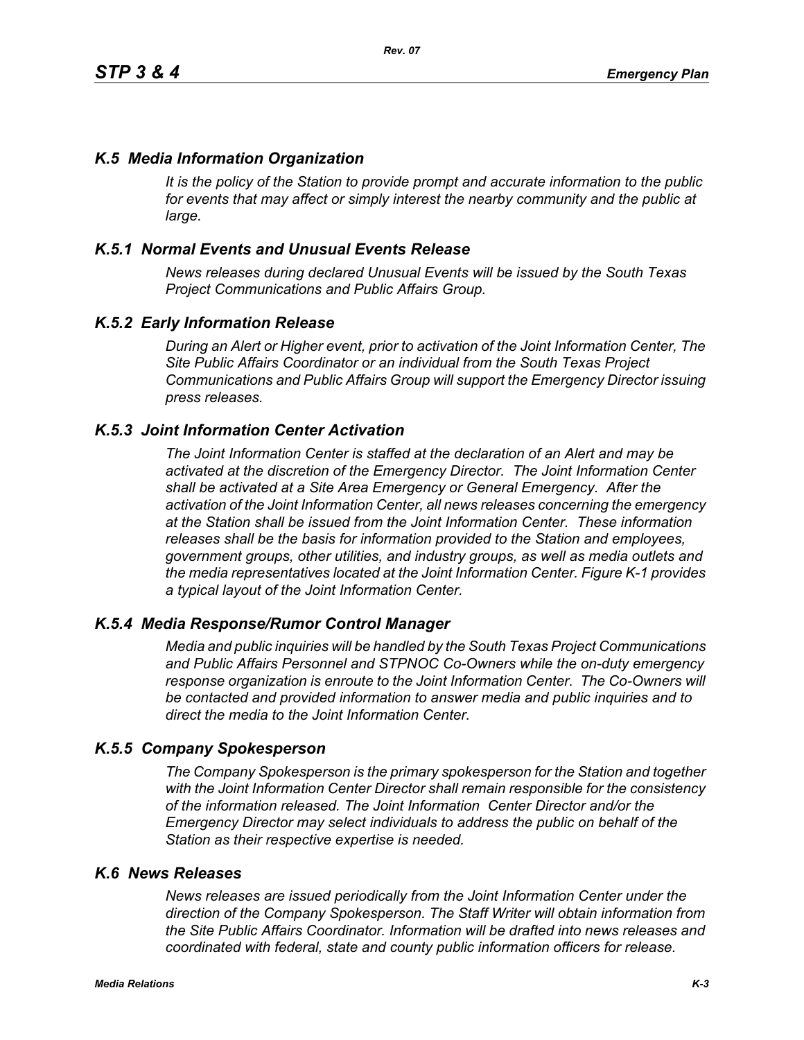## *K.5 Media Information Organization*

*It is the policy of the Station to provide prompt and accurate information to the public for events that may affect or simply interest the nearby community and the public at large.*

### *K.5.1 Normal Events and Unusual Events Release*

*News releases during declared Unusual Events will be issued by the South Texas Project Communications and Public Affairs Group.*

### *K.5.2 Early Information Release*

*During an Alert or Higher event, prior to activation of the Joint Information Center, The Site Public Affairs Coordinator or an individual from the South Texas Project Communications and Public Affairs Group will support the Emergency Director issuing press releases.*

### *K.5.3 Joint Information Center Activation*

*The Joint Information Center is staffed at the declaration of an Alert and may be activated at the discretion of the Emergency Director. The Joint Information Center shall be activated at a Site Area Emergency or General Emergency. After the activation of the Joint Information Center, all news releases concerning the emergency at the Station shall be issued from the Joint Information Center. These information releases shall be the basis for information provided to the Station and employees, government groups, other utilities, and industry groups, as well as media outlets and the media representatives located at the Joint Information Center. Figure K-1 provides a typical layout of the Joint Information Center.*

### *K.5.4 Media Response/Rumor Control Manager*

*Media and public inquiries will be handled by the South Texas Project Communications and Public Affairs Personnel and STPNOC Co-Owners while the on-duty emergency response organization is enroute to the Joint Information Center. The Co-Owners will be contacted and provided information to answer media and public inquiries and to direct the media to the Joint Information Center.*

### *K.5.5 Company Spokesperson*

*The Company Spokesperson is the primary spokesperson for the Station and together with the Joint Information Center Director shall remain responsible for the consistency of the information released. The Joint Information Center Director and/or the Emergency Director may select individuals to address the public on behalf of the Station as their respective expertise is needed.*

## *K.6 News Releases*

*News releases are issued periodically from the Joint Information Center under the direction of the Company Spokesperson. The Staff Writer will obtain information from the Site Public Affairs Coordinator. Information will be drafted into news releases and coordinated with federal, state and county public information officers for release.*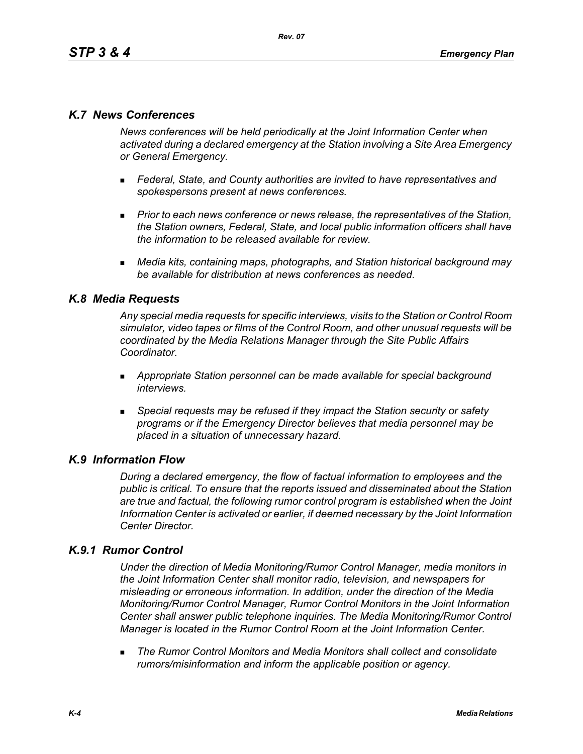## *K.7 News Conferences*

*News conferences will be held periodically at the Joint Information Center when activated during a declared emergency at the Station involving a Site Area Emergency or General Emergency.*

- *Federal, State, and County authorities are invited to have representatives and spokespersons present at news conferences.*
- *Prior to each news conference or news release, the representatives of the Station, the Station owners, Federal, State, and local public information officers shall have the information to be released available for review.*
- *Media kits, containing maps, photographs, and Station historical background may be available for distribution at news conferences as needed.*

## *K.8 Media Requests*

*Any special media requests for specific interviews, visits to the Station or Control Room simulator, video tapes or films of the Control Room, and other unusual requests will be coordinated by the Media Relations Manager through the Site Public Affairs Coordinator.*

- *Appropriate Station personnel can be made available for special background interviews.*
- *Special requests may be refused if they impact the Station security or safety programs or if the Emergency Director believes that media personnel may be placed in a situation of unnecessary hazard.*

## *K.9 Information Flow*

*During a declared emergency, the flow of factual information to employees and the public is critical. To ensure that the reports issued and disseminated about the Station are true and factual, the following rumor control program is established when the Joint Information Center is activated or earlier, if deemed necessary by the Joint Information Center Director.*

### *K.9.1 Rumor Control*

*Under the direction of Media Monitoring/Rumor Control Manager, media monitors in the Joint Information Center shall monitor radio, television, and newspapers for misleading or erroneous information. In addition, under the direction of the Media Monitoring/Rumor Control Manager, Rumor Control Monitors in the Joint Information Center shall answer public telephone inquiries. The Media Monitoring/Rumor Control Manager is located in the Rumor Control Room at the Joint Information Center.*

- *The Rumor Control Monitors and Media Monitors shall collect and consolidate rumors/misinformation and inform the applicable position or agency.*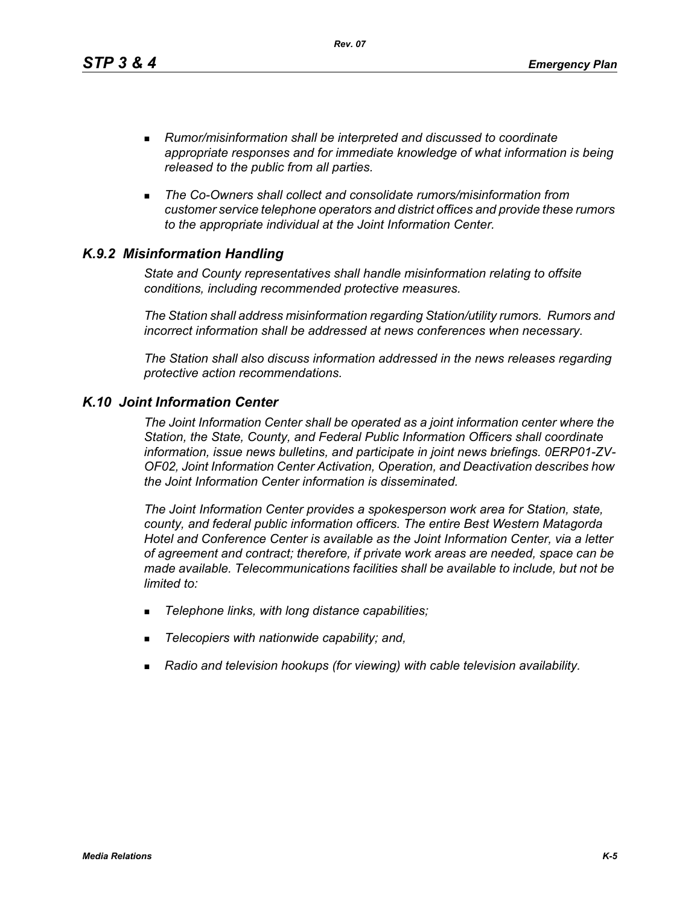- *Rumor/misinformation shall be interpreted and discussed to coordinate appropriate responses and for immediate knowledge of what information is being released to the public from all parties.*

- *The Co-Owners shall collect and consolidate rumors/misinformation from customer service telephone operators and district offices and provide these rumors to the appropriate individual at the Joint Information Center.*

### *K.9.2 Misinformation Handling*

*State and County representatives shall handle misinformation relating to offsite conditions, including recommended protective measures.*

*The Station shall address misinformation regarding Station/utility rumors. Rumors and incorrect information shall be addressed at news conferences when necessary.*

*The Station shall also discuss information addressed in the news releases regarding protective action recommendations.*

## *K.10 Joint Information Center*

*The Joint Information Center shall be operated as a joint information center where the Station, the State, County, and Federal Public Information Officers shall coordinate information, issue news bulletins, and participate in joint news briefings. 0ERP01-ZV-OF02, Joint Information Center Activation, Operation, and Deactivation describes how the Joint Information Center information is disseminated.*

*The Joint Information Center provides a spokesperson work area for Station, state, county, and federal public information officers. The entire Best Western Matagorda Hotel and Conference Center is available as the Joint Information Center, via a letter of agreement and contract; therefore, if private work areas are needed, space can be made available. Telecommunications facilities shall be available to include, but not be limited to:*

- *Telephone links, with long distance capabilities;*

- *Telecopiers with nationwide capability; and,*

- *Radio and television hookups (for viewing) with cable television availability.*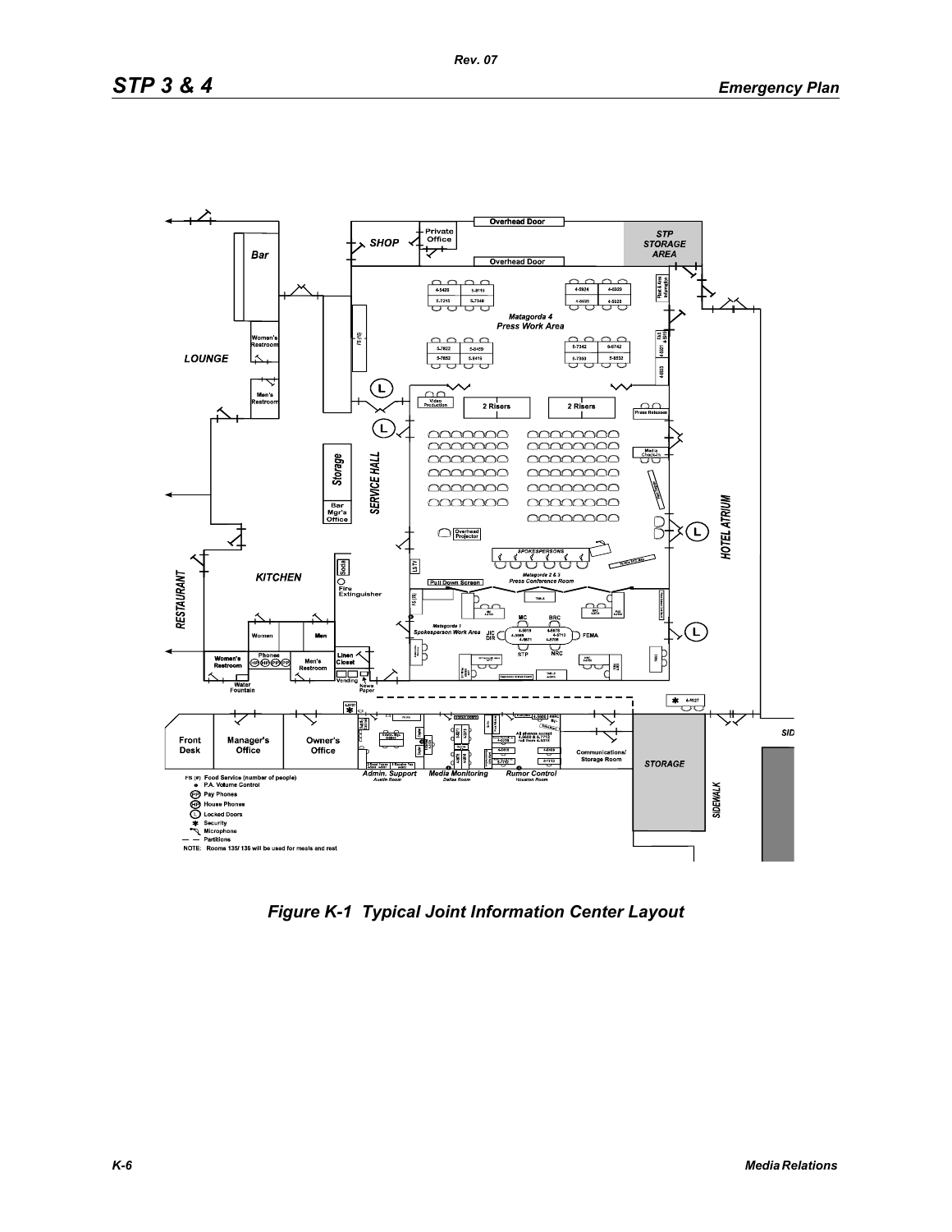Overhead Door

Private Office

SHOP

Overhead Door

STP STORAGE AREA

Bar

LOUNGE

Women's Restroom

Men's Restroom

Matagorda 4 Press Work Area

Video Production

2 Risers

2 Risers

Press Releases

Media Check-In

Storage

Bar Mgr's Office

SERVICE HALL

HOTEL ATRIUM

Overhead Projector

SPOKESPERSONS

KITCHEN

Fire Extinguisher

Pull Down Screen

Matagorda 2 & 3 Press Conference Room

TABLE

RESTAURANT

Women

Men

Matagorda 1 Spokesperson Work Area

JIC DIR

MC

BRC

STP

NRC

FEMA

Women's Restroom

Phones

Men's Restroom

Linen Closet

Vending

News Paper

Water Fountain

Front Desk

Manager's Office

Owner's Office

All phones except 4-5600 & 5-7712 roll from 4-5510

Communications/ Storage Room

STORAGE

SIDEWALK

Admin. Support Austin Room

Media Monitoring Dallas Room

Rumor Control Houston Room

FS (#) Food Service (number of people)

P.A. Volume Control

PP Pay Phones

HP House Phones

L Locked Doors

* Security

Microphone

Partitions

NOTE: Rooms 135/ 136 will be used for meals and rest

*Figure K-1 Typical Joint Information Center Layout*